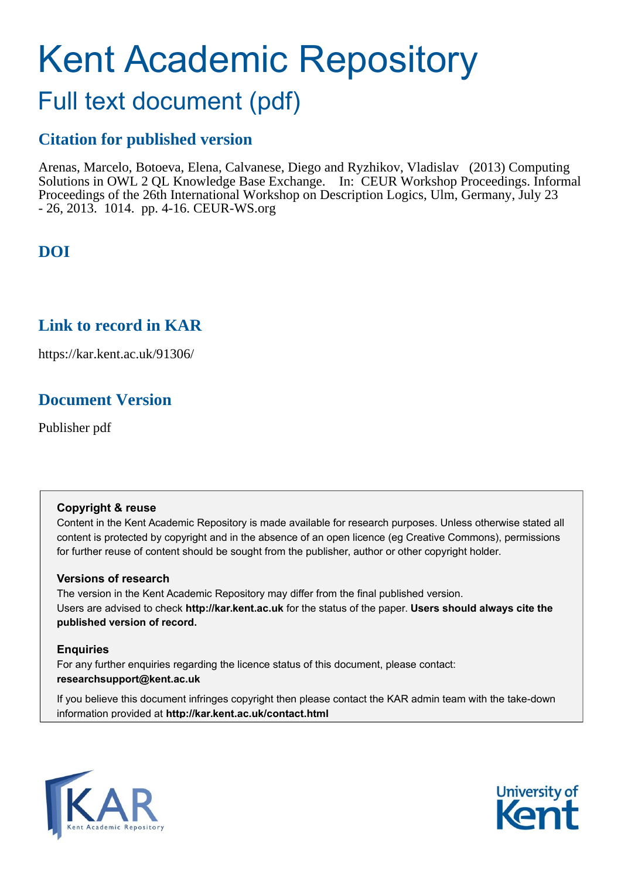# Kent Academic Repository

## Full text document (pdf)

### Citation for published version

Arenas, Marcelo, Botoeva, Elena, Calvanese, Diego and Ryzhikov, Vladislav (2013) Computing Solutions in OWL 2 QL Knowledge Base Exchange. In: CEUR Workshop Proceedings. Informal Proceedings of the 26th International Workshop on Description Logics, Ulm, Germany, July 23 - 26, 2013. 1014. pp. 4-16. CEUR-WS.org

### DOI

### Link to record in KAR

https://kar.kent.ac.uk/91306/

### Document Version

Publisher pdf

**Copyright & reuse**

Content in the Kent Academic Repository is made available for research purposes. Unless otherwise stated all content is protected by copyright and in the absence of an open licence (eg Creative Commons), permissions for further reuse of content should be sought from the publisher, author or other copyright holder.

**Versions of research**

The version in the Kent Academic Repository may differ from the final published version. Users are advised to check **http://kar.kent.ac.uk** for the status of the paper. **Users should always cite the published version of record.**

**Enquiries**

For any further enquiries regarding the licence status of this document, please contact: **researchsupport@kent.ac.uk**

If you believe this document infringes copyright then please contact the KAR admin team with the take-down information provided at **http://kar.kent.ac.uk/contact.html**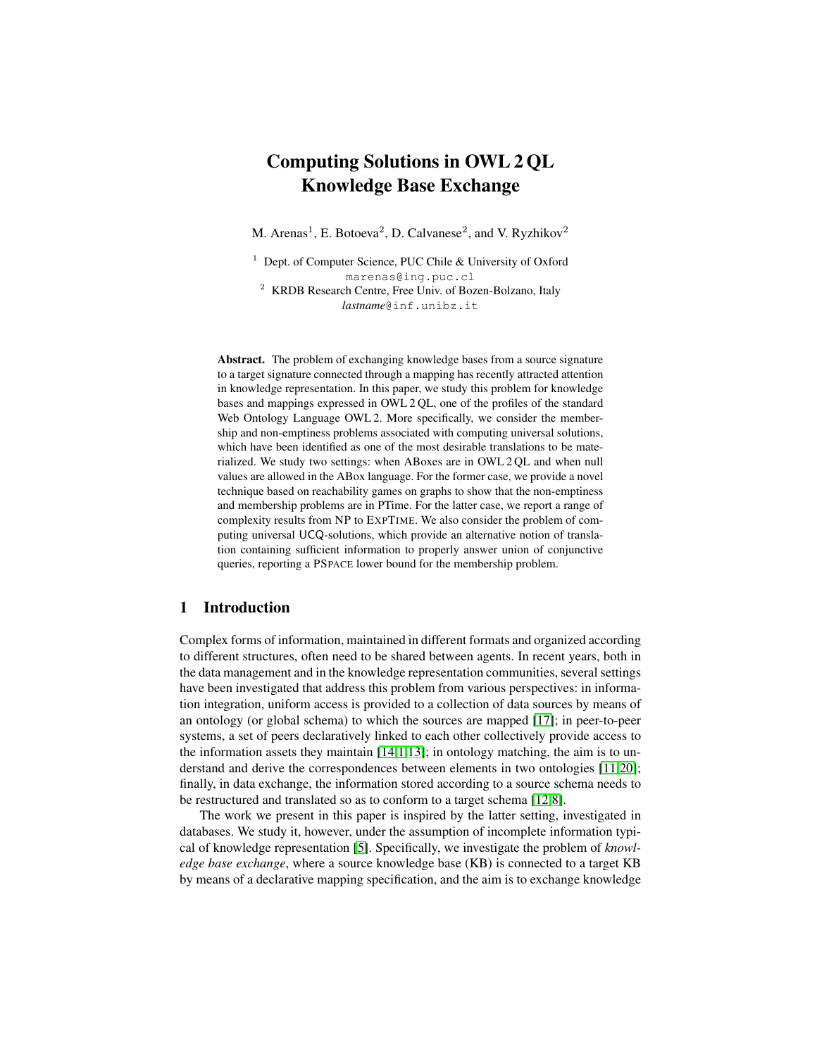# Computing Solutions in OWL 2 QL Knowledge Base Exchange

M. Arenas[1], E. Botoeva[2], D. Calvanese[2], and V. Ryzhikov[2]

[1] Dept. of Computer Science, PUC Chile & University of Oxford
marenas@ing.puc.cl
[2] KRDB Research Centre, Free Univ. of Bozen-Bolzano, Italy
*lastname*@inf.unibz.it

**Abstract.** The problem of exchanging knowledge bases from a source signature to a target signature connected through a mapping has recently attracted attention in knowledge representation. In this paper, we study this problem for knowledge bases and mappings expressed in OWL 2 QL, one of the profiles of the standard Web Ontology Language OWL 2. More specifically, we consider the membership and non-emptiness problems associated with computing universal solutions, which have been identified as one of the most desirable translations to be materialized. We study two settings: when ABoxes are in OWL 2 QL and when null values are allowed in the ABox language. For the former case, we provide a novel technique based on reachability games on graphs to show that the non-emptiness and membership problems are in PTime. For the latter case, we report a range of complexity results from NP to EXPTIME. We also consider the problem of computing universal UCQ-solutions, which provide an alternative notion of translation containing sufficient information to properly answer union of conjunctive queries, reporting a PSPACE lower bound for the membership problem.

## 1 Introduction

Complex forms of information, maintained in different formats and organized according to different structures, often need to be shared between agents. In recent years, both in the data management and in the knowledge representation communities, several settings have been investigated that address this problem from various perspectives: in information integration, uniform access is provided to a collection of data sources by means of an ontology (or global schema) to which the sources are mapped [17]; in peer-to-peer systems, a set of peers declaratively linked to each other collectively provide access to the information assets they maintain [14,1,13]; in ontology matching, the aim is to understand and derive the correspondences between elements in two ontologies [11,20]; finally, in data exchange, the information stored according to a source schema needs to be restructured and translated so as to conform to a target schema [12,8].

The work we present in this paper is inspired by the latter setting, investigated in databases. We study it, however, under the assumption of incomplete information typical of knowledge representation [5]. Specifically, we investigate the problem of *knowledge base exchange*, where a source knowledge base (KB) is connected to a target KB by means of a declarative mapping specification, and the aim is to exchange knowledge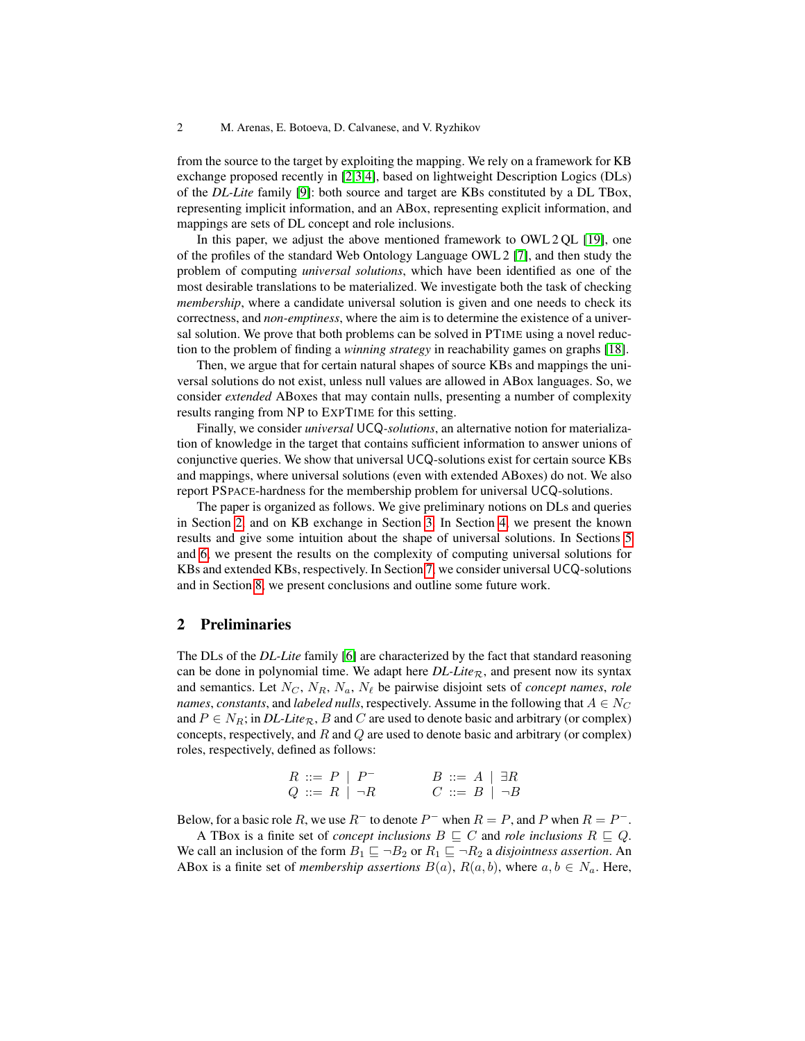from the source to the target by exploiting the mapping. We rely on a framework for KB exchange proposed recently in [2,3,4], based on lightweight Description Logics (DLs) of the *DL-Lite* family [9]: both source and target are KBs constituted by a DL TBox, representing implicit information, and an ABox, representing explicit information, and mappings are sets of DL concept and role inclusions.

In this paper, we adjust the above mentioned framework to OWL 2 QL [19], one of the profiles of the standard Web Ontology Language OWL 2 [7], and then study the problem of computing *universal solutions*, which have been identified as one of the most desirable translations to be materialized. We investigate both the task of checking *membership*, where a candidate universal solution is given and one needs to check its correctness, and *non-emptiness*, where the aim is to determine the existence of a universal solution. We prove that both problems can be solved in PTIME using a novel reduction to the problem of finding a *winning strategy* in reachability games on graphs [18].

Then, we argue that for certain natural shapes of source KBs and mappings the universal solutions do not exist, unless null values are allowed in ABox languages. So, we consider *extended* ABoxes that may contain nulls, presenting a number of complexity results ranging from NP to EXPTIME for this setting.

Finally, we consider *universal* UCQ*-solutions*, an alternative notion for materialization of knowledge in the target that contains sufficient information to answer unions of conjunctive queries. We show that universal UCQ-solutions exist for certain source KBs and mappings, where universal solutions (even with extended ABoxes) do not. We also report PSPACE-hardness for the membership problem for universal UCQ-solutions.

The paper is organized as follows. We give preliminary notions on DLs and queries in Section 2, and on KB exchange in Section 3. In Section 4, we present the known results and give some intuition about the shape of universal solutions. In Sections 5 and 6, we present the results on the complexity of computing universal solutions for KBs and extended KBs, respectively. In Section 7, we consider universal UCQ-solutions and in Section 8, we present conclusions and outline some future work.

## 2 Preliminaries

The DLs of the *DL-Lite* family [6] are characterized by the fact that standard reasoning can be done in polynomial time. We adapt here *DL-Lite*$_\mathcal{R}$, and present now its syntax and semantics. Let $N_C$, $N_R$, $N_a$, $N_\ell$ be pairwise disjoint sets of *concept names*, *role names*, *constants*, and *labeled nulls*, respectively. Assume in the following that $A \in N_C$ and $P \in N_R$; in *DL-Lite*$_\mathcal{R}$, $B$ and $C$ are used to denote basic and arbitrary (or complex) concepts, respectively, and $R$ and $Q$ are used to denote basic and arbitrary (or complex) roles, respectively, defined as follows:

$$
\begin{array}{lll}
R ::= P \mid P^- & \qquad & B ::= A \mid \exists R \\
Q ::= R \mid \neg R & \qquad & C ::= B \mid \neg B
\end{array}
$$

Below, for a basic role $R$, we use $R^-$ to denote $P^-$ when $R = P$, and $P$ when $R = P^-$.

A TBox is a finite set of *concept inclusions* $B \sqsubseteq C$ and *role inclusions* $R \sqsubseteq Q$. We call an inclusion of the form $B_1 \sqsubseteq \neg B_2$ or $R_1 \sqsubseteq \neg R_2$ a *disjointness assertion*. An ABox is a finite set of *membership assertions* $B(a)$, $R(a, b)$, where $a, b \in N_a$. Here,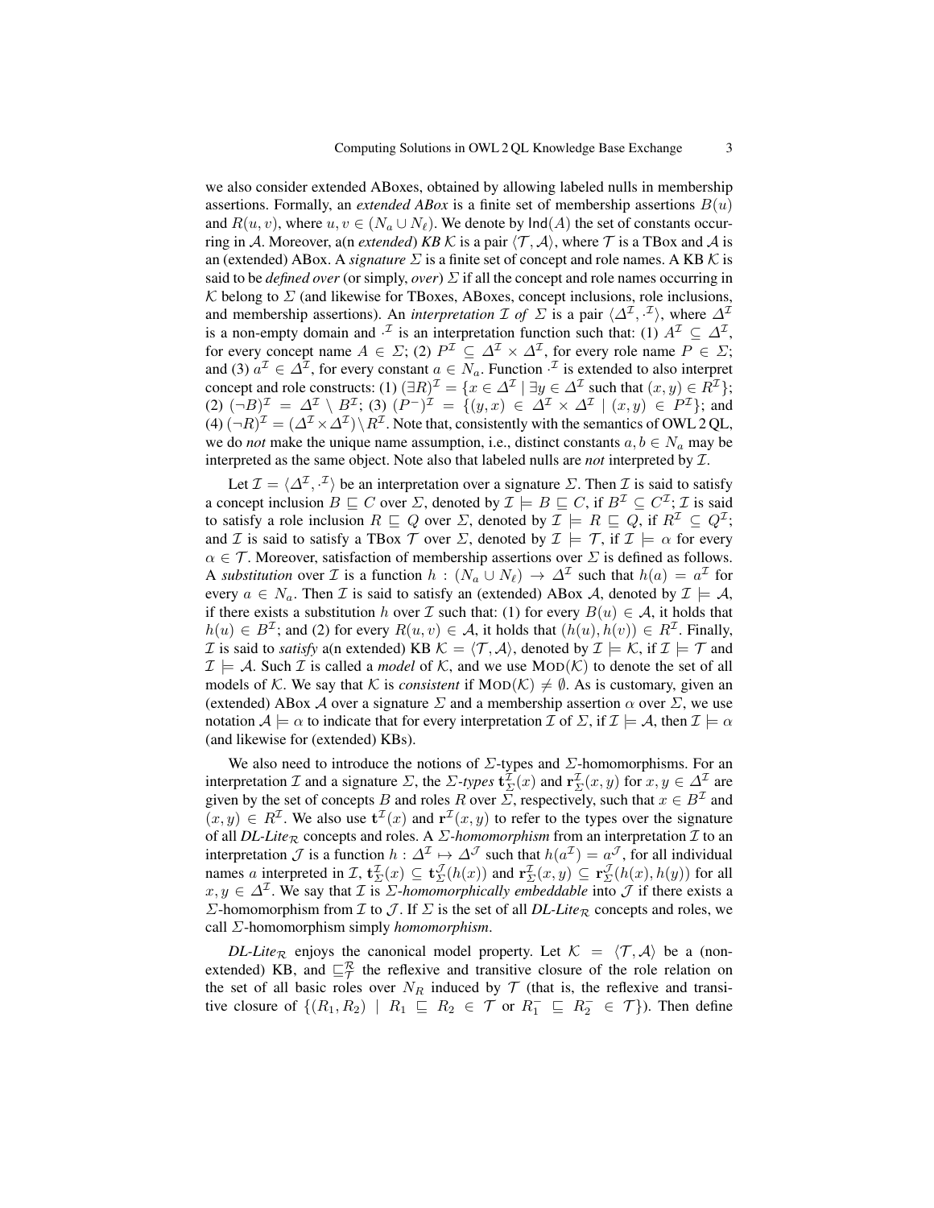we also consider extended ABoxes, obtained by allowing labeled nulls in membership assertions. Formally, an *extended ABox* is a finite set of membership assertions $B(u)$ and $R(u, v)$, where $u, v \in (N_a \cup N_\ell)$. We denote by $\mathsf{Ind}(A)$ the set of constants occurring in $\mathcal{A}$. Moreover, a(n *extended*) *KB* $\mathcal{K}$ is a pair $\langle \mathcal{T}, \mathcal{A} \rangle$, where $\mathcal{T}$ is a TBox and $\mathcal{A}$ is an (extended) ABox. A *signature* $\Sigma$ is a finite set of concept and role names. A KB $\mathcal{K}$ is said to be *defined over* (or simply, *over*) $\Sigma$ if all the concept and role names occurring in $\mathcal{K}$ belong to $\Sigma$ (and likewise for TBoxes, ABoxes, concept inclusions, role inclusions, and membership assertions). An *interpretation* $\mathcal{I}$ *of* $\Sigma$ is a pair $\langle \Delta^\mathcal{I}, \cdot^\mathcal{I} \rangle$, where $\Delta^\mathcal{I}$ is a non-empty domain and $\cdot^\mathcal{I}$ is an interpretation function such that: (1) $A^\mathcal{I} \subseteq \Delta^\mathcal{I}$, for every concept name $A \in \Sigma$; (2) $P^\mathcal{I} \subseteq \Delta^\mathcal{I} \times \Delta^\mathcal{I}$, for every role name $P \in \Sigma$; and (3) $a^\mathcal{I} \in \Delta^\mathcal{I}$, for every constant $a \in N_a$. Function $\cdot^\mathcal{I}$ is extended to also interpret concept and role constructs: (1) $(\exists R)^\mathcal{I} = \{x \in \Delta^\mathcal{I} \mid \exists y \in \Delta^\mathcal{I} \text{ such that } (x, y) \in R^\mathcal{I}\}$; (2) $(\neg B)^\mathcal{I} = \Delta^\mathcal{I} \setminus B^\mathcal{I}$; (3) $(P^-)^\mathcal{I} = \{(y, x) \in \Delta^\mathcal{I} \times \Delta^\mathcal{I} \mid (x, y) \in P^\mathcal{I}\}$; and (4) $(\neg R)^\mathcal{I} = (\Delta^\mathcal{I} \times \Delta^\mathcal{I}) \setminus R^\mathcal{I}$. Note that, consistently with the semantics of OWL 2 QL, we do *not* make the unique name assumption, i.e., distinct constants $a, b \in N_a$ may be interpreted as the same object. Note also that labeled nulls are *not* interpreted by $\mathcal{I}$.

Let $\mathcal{I} = \langle \Delta^\mathcal{I}, \cdot^\mathcal{I} \rangle$ be an interpretation over a signature $\Sigma$. Then $\mathcal{I}$ is said to satisfy a concept inclusion $B \sqsubseteq C$ over $\Sigma$, denoted by $\mathcal{I} \models B \sqsubseteq C$, if $B^\mathcal{I} \subseteq C^\mathcal{I}$; $\mathcal{I}$ is said to satisfy a role inclusion $R \sqsubseteq Q$ over $\Sigma$, denoted by $\mathcal{I} \models R \sqsubseteq Q$, if $R^\mathcal{I} \subseteq Q^\mathcal{I}$; and $\mathcal{I}$ is said to satisfy a TBox $\mathcal{T}$ over $\Sigma$, denoted by $\mathcal{I} \models \mathcal{T}$, if $\mathcal{I} \models \alpha$ for every $\alpha \in \mathcal{T}$. Moreover, satisfaction of membership assertions over $\Sigma$ is defined as follows. A *substitution* over $\mathcal{I}$ is a function $h : (N_a \cup N_\ell) \to \Delta^\mathcal{I}$ such that $h(a) = a^\mathcal{I}$ for every $a \in N_a$. Then $\mathcal{I}$ is said to satisfy an (extended) ABox $\mathcal{A}$, denoted by $\mathcal{I} \models \mathcal{A}$, if there exists a substitution $h$ over $\mathcal{I}$ such that: (1) for every $B(u) \in \mathcal{A}$, it holds that $h(u) \in B^\mathcal{I}$; and (2) for every $R(u, v) \in \mathcal{A}$, it holds that $(h(u), h(v)) \in R^\mathcal{I}$. Finally, $\mathcal{I}$ is said to *satisfy* a(n extended) KB $\mathcal{K} = \langle \mathcal{T}, \mathcal{A} \rangle$, denoted by $\mathcal{I} \models \mathcal{K}$, if $\mathcal{I} \models \mathcal{T}$ and $\mathcal{I} \models \mathcal{A}$. Such $\mathcal{I}$ is called a *model* of $\mathcal{K}$, and we use $\textsc{Mod}(\mathcal{K})$ to denote the set of all models of $\mathcal{K}$. We say that $\mathcal{K}$ is *consistent* if $\textsc{Mod}(\mathcal{K}) \neq \emptyset$. As is customary, given an (extended) ABox $\mathcal{A}$ over a signature $\Sigma$ and a membership assertion $\alpha$ over $\Sigma$, we use notation $\mathcal{A} \models \alpha$ to indicate that for every interpretation $\mathcal{I}$ of $\Sigma$, if $\mathcal{I} \models \mathcal{A}$, then $\mathcal{I} \models \alpha$ (and likewise for (extended) KBs).

We also need to introduce the notions of $\Sigma$-types and $\Sigma$-homomorphisms. For an interpretation $\mathcal{I}$ and a signature $\Sigma$, the $\Sigma$*-types* $\mathbf{t}^\mathcal{I}_\Sigma(x)$ and $\mathbf{r}^\mathcal{I}_\Sigma(x, y)$ for $x, y \in \Delta^\mathcal{I}$ are given by the set of concepts $B$ and roles $R$ over $\Sigma$, respectively, such that $x \in B^\mathcal{I}$ and $(x, y) \in R^\mathcal{I}$. We also use $\mathbf{t}^\mathcal{I}(x)$ and $\mathbf{r}^\mathcal{I}(x, y)$ to refer to the types over the signature of all *DL-Lite*$_\mathcal{R}$ concepts and roles. A $\Sigma$*-homomorphism* from an interpretation $\mathcal{I}$ to an interpretation $\mathcal{J}$ is a function $h : \Delta^\mathcal{I} \mapsto \Delta^\mathcal{J}$ such that $h(a^\mathcal{I}) = a^\mathcal{J}$, for all individual names $a$ interpreted in $\mathcal{I}$, $\mathbf{t}^\mathcal{I}_\Sigma(x) \subseteq \mathbf{t}^\mathcal{J}_\Sigma(h(x))$ and $\mathbf{r}^\mathcal{I}_\Sigma(x, y) \subseteq \mathbf{r}^\mathcal{J}_\Sigma(h(x), h(y))$ for all $x, y \in \Delta^\mathcal{I}$. We say that $\mathcal{I}$ is $\Sigma$*-homomorphically embeddable* into $\mathcal{J}$ if there exists a $\Sigma$-homomorphism from $\mathcal{I}$ to $\mathcal{J}$. If $\Sigma$ is the set of all *DL-Lite*$_\mathcal{R}$ concepts and roles, we call $\Sigma$-homomorphism simply *homomorphism*.

*DL-Lite*$_\mathcal{R}$ enjoys the canonical model property. Let $\mathcal{K} = \langle \mathcal{T}, \mathcal{A} \rangle$ be a (non-extended) KB, and $\sqsubseteq^\mathcal{R}_\mathcal{T}$ the reflexive and transitive closure of the role relation on the set of all basic roles over $N_R$ induced by $\mathcal{T}$ (that is, the reflexive and transitive closure of $\{(R_1, R_2) \mid R_1 \sqsubseteq R_2 \in \mathcal{T} \text{ or } R_1^- \sqsubseteq R_2^- \in \mathcal{T}\}$). Then define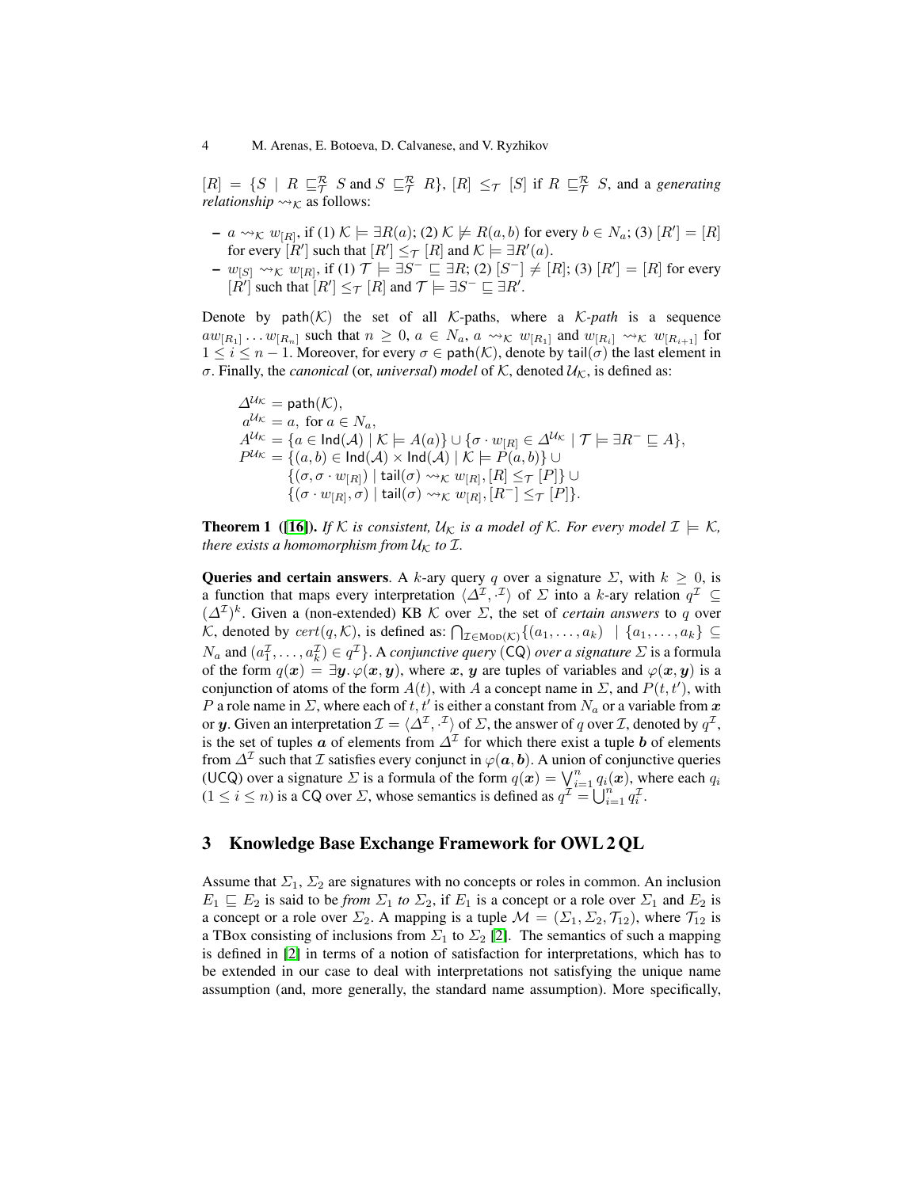$[R] = \{S \mid R \sqsubseteq^{\mathcal{R}}_{\mathcal{T}} S$ and $S \sqsubseteq^{\mathcal{R}}_{\mathcal{T}} R\}$, $[R] \leq_{\mathcal{T}} [S]$ if $R \sqsubseteq^{\mathcal{R}}_{\mathcal{T}} S$, and a *generating relationship* $\leadsto_{\mathcal{K}}$ as follows:

- $a \leadsto_{\mathcal{K}} w_{[R]}$, if (1) $\mathcal{K} \models \exists R(a)$; (2) $\mathcal{K} \not\models R(a,b)$ for every $b \in N_a$; (3) $[R'] = [R]$ for every $[R']$ such that $[R'] \leq_{\mathcal{T}} [R]$ and $\mathcal{K} \models \exists R'(a)$.
- $w_{[S]} \leadsto_{\mathcal{K}} w_{[R]}$, if (1) $\mathcal{T} \models \exists S^- \sqsubseteq \exists R$; (2) $[S^-] \neq [R]$; (3) $[R'] = [R]$ for every $[R']$ such that $[R'] \leq_{\mathcal{T}} [R]$ and $\mathcal{T} \models \exists S^- \sqsubseteq \exists R'$.

Denote by $\mathsf{path}(\mathcal{K})$ the set of all $\mathcal{K}$-paths, where a $\mathcal{K}$*-path* is a sequence $aw_{[R_1]} \dots w_{[R_n]}$ such that $n \geq 0$, $a \in N_a$, $a \leadsto_{\mathcal{K}} w_{[R_1]}$ and $w_{[R_i]} \leadsto_{\mathcal{K}} w_{[R_{i+1}]}$ for $1 \leq i \leq n-1$. Moreover, for every $\sigma \in \mathsf{path}(\mathcal{K})$, denote by $\mathsf{tail}(\sigma)$ the last element in $\sigma$. Finally, the *canonical* (or, *universal*) *model* of $\mathcal{K}$, denoted $\mathcal{U}_{\mathcal{K}}$, is defined as:

$$
\begin{aligned}
\Delta^{\mathcal{U}_{\mathcal{K}}} &= \mathsf{path}(\mathcal{K}),\\
a^{\mathcal{U}_{\mathcal{K}}} &= a, \text{ for } a \in N_a,\\
A^{\mathcal{U}_{\mathcal{K}}} &= \{a \in \mathsf{Ind}(\mathcal{A}) \mid \mathcal{K} \models A(a)\} \cup \{\sigma \cdot w_{[R]} \in \Delta^{\mathcal{U}_{\mathcal{K}}} \mid \mathcal{T} \models \exists R^- \sqsubseteq A\},\\
P^{\mathcal{U}_{\mathcal{K}}} &= \{(a,b) \in \mathsf{Ind}(\mathcal{A}) \times \mathsf{Ind}(\mathcal{A}) \mid \mathcal{K} \models P(a,b)\} \cup\\
&\quad \{(\sigma, \sigma \cdot w_{[R]}) \mid \mathsf{tail}(\sigma) \leadsto_{\mathcal{K}} w_{[R]}, [R] \leq_{\mathcal{T}} [P]\} \cup\\
&\quad \{(\sigma \cdot w_{[R]}, \sigma) \mid \mathsf{tail}(\sigma) \leadsto_{\mathcal{K}} w_{[R]}, [R^-] \leq_{\mathcal{T}} [P]\}.
\end{aligned}
$$

**Theorem 1** (**[16]**). *If $\mathcal{K}$ is consistent, $\mathcal{U}_{\mathcal{K}}$ is a model of $\mathcal{K}$. For every model $\mathcal{I} \models \mathcal{K}$, there exists a homomorphism from $\mathcal{U}_{\mathcal{K}}$ to $\mathcal{I}$.*

**Queries and certain answers**. A $k$-ary query $q$ over a signature $\Sigma$, with $k \geq 0$, is a function that maps every interpretation $\langle \Delta^{\mathcal{I}}, \cdot^{\mathcal{I}} \rangle$ of $\Sigma$ into a $k$-ary relation $q^{\mathcal{I}} \subseteq (\Delta^{\mathcal{I}})^k$. Given a (non-extended) KB $\mathcal{K}$ over $\Sigma$, the set of *certain answers* to $q$ over $\mathcal{K}$, denoted by $cert(q, \mathcal{K})$, is defined as: $\bigcap_{\mathcal{I} \in \textsc{Mod}(\mathcal{K})} \{(a_1, \dots, a_k) \mid \{a_1, \dots, a_k\} \subseteq N_a$ and $(a_1^{\mathcal{I}}, \dots, a_k^{\mathcal{I}}) \in q^{\mathcal{I}}\}$. A *conjunctive query* (CQ) *over a signature $\Sigma$* is a formula of the form $q(\boldsymbol{x}) = \exists \boldsymbol{y}. \varphi(\boldsymbol{x}, \boldsymbol{y})$, where $\boldsymbol{x}$, $\boldsymbol{y}$ are tuples of variables and $\varphi(\boldsymbol{x}, \boldsymbol{y})$ is a conjunction of atoms of the form $A(t)$, with $A$ a concept name in $\Sigma$, and $P(t, t')$, with $P$ a role name in $\Sigma$, where each of $t, t'$ is either a constant from $N_a$ or a variable from $\boldsymbol{x}$ or $\boldsymbol{y}$. Given an interpretation $\mathcal{I} = \langle \Delta^{\mathcal{I}}, \cdot^{\mathcal{I}} \rangle$ of $\Sigma$, the answer of $q$ over $\mathcal{I}$, denoted by $q^{\mathcal{I}}$, is the set of tuples $\boldsymbol{a}$ of elements from $\Delta^{\mathcal{I}}$ for which there exist a tuple $\boldsymbol{b}$ of elements from $\Delta^{\mathcal{I}}$ such that $\mathcal{I}$ satisfies every conjunct in $\varphi(\boldsymbol{a}, \boldsymbol{b})$. A union of conjunctive queries (UCQ) over a signature $\Sigma$ is a formula of the form $q(\boldsymbol{x}) = \bigvee_{i=1}^{n} q_i(\boldsymbol{x})$, where each $q_i$ ($1 \leq i \leq n$) is a CQ over $\Sigma$, whose semantics is defined as $q^{\mathcal{I}} = \bigcup_{i=1}^{n} q_i^{\mathcal{I}}$.

## 3 Knowledge Base Exchange Framework for OWL 2 QL

Assume that $\Sigma_1$, $\Sigma_2$ are signatures with no concepts or roles in common. An inclusion $E_1 \sqsubseteq E_2$ is said to be *from* $\Sigma_1$ *to* $\Sigma_2$, if $E_1$ is a concept or a role over $\Sigma_1$ and $E_2$ is a concept or a role over $\Sigma_2$. A mapping is a tuple $\mathcal{M} = (\Sigma_1, \Sigma_2, \mathcal{T}_{12})$, where $\mathcal{T}_{12}$ is a TBox consisting of inclusions from $\Sigma_1$ to $\Sigma_2$ [2]. The semantics of such a mapping is defined in [2] in terms of a notion of satisfaction for interpretations, which has to be extended in our case to deal with interpretations not satisfying the unique name assumption (and, more generally, the standard name assumption). More specifically,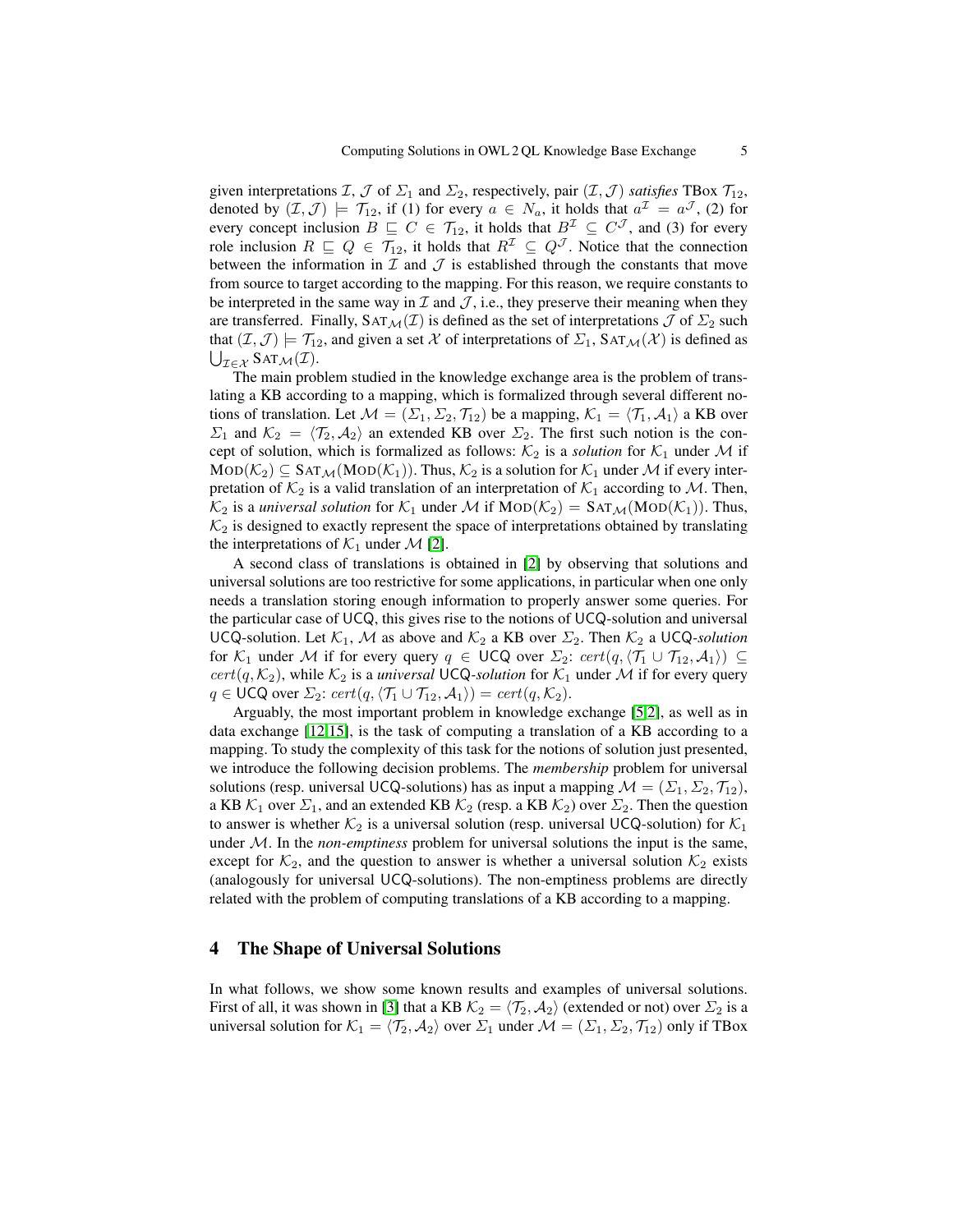given interpretations $\mathcal{I}$, $\mathcal{J}$ of $\Sigma_1$ and $\Sigma_2$, respectively, pair $(\mathcal{I}, \mathcal{J})$ *satisfies* TBox $\mathcal{T}_{12}$, denoted by $(\mathcal{I}, \mathcal{J}) \models \mathcal{T}_{12}$, if (1) for every $a \in N_a$, it holds that $a^{\mathcal{I}} = a^{\mathcal{J}}$, (2) for every concept inclusion $B \sqsubseteq C \in \mathcal{T}_{12}$, it holds that $B^{\mathcal{I}} \subseteq C^{\mathcal{J}}$, and (3) for every role inclusion $R \sqsubseteq Q \in \mathcal{T}_{12}$, it holds that $R^{\mathcal{I}} \subseteq Q^{\mathcal{J}}$. Notice that the connection between the information in $\mathcal{I}$ and $\mathcal{J}$ is established through the constants that move from source to target according to the mapping. For this reason, we require constants to be interpreted in the same way in $\mathcal{I}$ and $\mathcal{J}$, i.e., they preserve their meaning when they are transferred. Finally, $\text{SAT}_{\mathcal{M}}(\mathcal{I})$ is defined as the set of interpretations $\mathcal{J}$ of $\Sigma_2$ such that $(\mathcal{I}, \mathcal{J}) \models \mathcal{T}_{12}$, and given a set $\mathcal{X}$ of interpretations of $\Sigma_1$, $\text{SAT}_{\mathcal{M}}(\mathcal{X})$ is defined as $\bigcup_{\mathcal{I} \in \mathcal{X}} \text{SAT}_{\mathcal{M}}(\mathcal{I})$.

The main problem studied in the knowledge exchange area is the problem of translating a KB according to a mapping, which is formalized through several different notions of translation. Let $\mathcal{M} = (\Sigma_1, \Sigma_2, \mathcal{T}_{12})$ be a mapping, $\mathcal{K}_1 = \langle \mathcal{T}_1, \mathcal{A}_1 \rangle$ a KB over $\Sigma_1$ and $\mathcal{K}_2 = \langle \mathcal{T}_2, \mathcal{A}_2 \rangle$ an extended KB over $\Sigma_2$. The first such notion is the concept of solution, which is formalized as follows: $\mathcal{K}_2$ is a *solution* for $\mathcal{K}_1$ under $\mathcal{M}$ if $\text{MOD}(\mathcal{K}_2) \subseteq \text{SAT}_{\mathcal{M}}(\text{MOD}(\mathcal{K}_1))$. Thus, $\mathcal{K}_2$ is a solution for $\mathcal{K}_1$ under $\mathcal{M}$ if every interpretation of $\mathcal{K}_2$ is a valid translation of an interpretation of $\mathcal{K}_1$ according to $\mathcal{M}$. Then, $\mathcal{K}_2$ is a *universal solution* for $\mathcal{K}_1$ under $\mathcal{M}$ if $\text{MOD}(\mathcal{K}_2) = \text{SAT}_{\mathcal{M}}(\text{MOD}(\mathcal{K}_1))$. Thus, $\mathcal{K}_2$ is designed to exactly represent the space of interpretations obtained by translating the interpretations of $\mathcal{K}_1$ under $\mathcal{M}$ [2].

A second class of translations is obtained in [2] by observing that solutions and universal solutions are too restrictive for some applications, in particular when one only needs a translation storing enough information to properly answer some queries. For the particular case of UCQ, this gives rise to the notions of UCQ-solution and universal UCQ-solution. Let $\mathcal{K}_1$, $\mathcal{M}$ as above and $\mathcal{K}_2$ a KB over $\Sigma_2$. Then $\mathcal{K}_2$ a UCQ-*solution* for $\mathcal{K}_1$ under $\mathcal{M}$ if for every query $q \in$ UCQ over $\Sigma_2$: $cert(q, \langle \mathcal{T}_1 \cup \mathcal{T}_{12}, \mathcal{A}_1 \rangle) \subseteq cert(q, \mathcal{K}_2)$, while $\mathcal{K}_2$ is a *universal* UCQ-*solution* for $\mathcal{K}_1$ under $\mathcal{M}$ if for every query $q \in$ UCQ over $\Sigma_2$: $cert(q, \langle \mathcal{T}_1 \cup \mathcal{T}_{12}, \mathcal{A}_1 \rangle) = cert(q, \mathcal{K}_2)$.

Arguably, the most important problem in knowledge exchange [5,2], as well as in data exchange [12,15], is the task of computing a translation of a KB according to a mapping. To study the complexity of this task for the notions of solution just presented, we introduce the following decision problems. The *membership* problem for universal solutions (resp. universal UCQ-solutions) has as input a mapping $\mathcal{M} = (\Sigma_1, \Sigma_2, \mathcal{T}_{12})$, a KB $\mathcal{K}_1$ over $\Sigma_1$, and an extended KB $\mathcal{K}_2$ (resp. a KB $\mathcal{K}_2$) over $\Sigma_2$. Then the question to answer is whether $\mathcal{K}_2$ is a universal solution (resp. universal UCQ-solution) for $\mathcal{K}_1$ under $\mathcal{M}$. In the *non-emptiness* problem for universal solutions the input is the same, except for $\mathcal{K}_2$, and the question to answer is whether a universal solution $\mathcal{K}_2$ exists (analogously for universal UCQ-solutions). The non-emptiness problems are directly related with the problem of computing translations of a KB according to a mapping.

## 4 The Shape of Universal Solutions

In what follows, we show some known results and examples of universal solutions. First of all, it was shown in [3] that a KB $\mathcal{K}_2 = \langle \mathcal{T}_2, \mathcal{A}_2 \rangle$ (extended or not) over $\Sigma_2$ is a universal solution for $\mathcal{K}_1 = \langle \mathcal{T}_2, \mathcal{A}_2 \rangle$ over $\Sigma_1$ under $\mathcal{M} = (\Sigma_1, \Sigma_2, \mathcal{T}_{12})$ only if TBox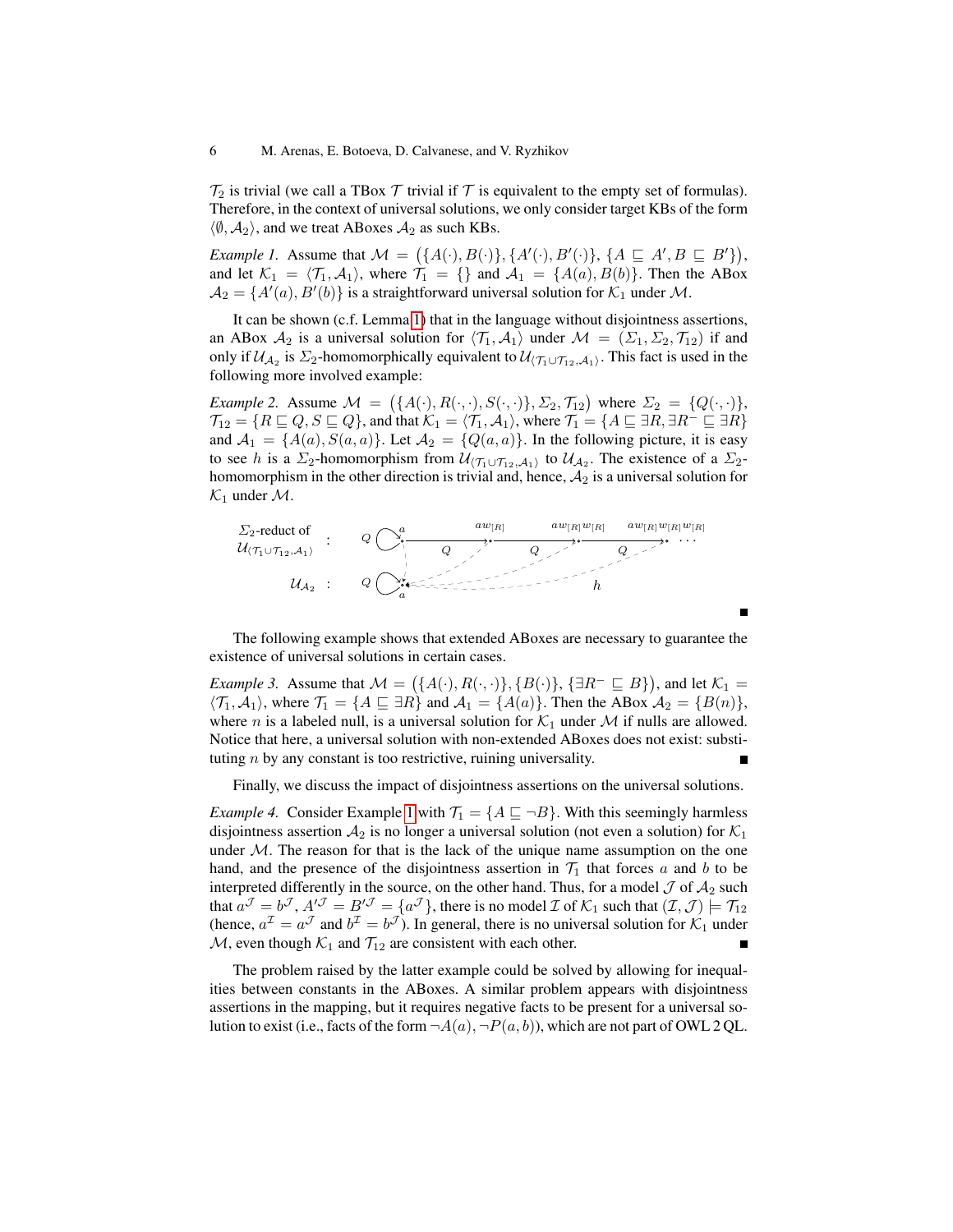$\mathcal{T}_2$ is trivial (we call a TBox $\mathcal{T}$ trivial if $\mathcal{T}$ is equivalent to the empty set of formulas). Therefore, in the context of universal solutions, we only consider target KBs of the form $\langle \emptyset, \mathcal{A}_2 \rangle$, and we treat ABoxes $\mathcal{A}_2$ as such KBs.

*Example 1.* Assume that $\mathcal{M} = \big(\{A(\cdot), B(\cdot)\}, \{A'(\cdot), B'(\cdot)\}, \{A \sqsubseteq A', B \sqsubseteq B'\}\big)$, and let $\mathcal{K}_1 = \langle \mathcal{T}_1, \mathcal{A}_1 \rangle$, where $\mathcal{T}_1 = \{\}$ and $\mathcal{A}_1 = \{A(a), B(b)\}$. Then the ABox $\mathcal{A}_2 = \{A'(a), B'(b)\}$ is a straightforward universal solution for $\mathcal{K}_1$ under $\mathcal{M}$.

It can be shown (c.f. Lemma 1) that in the language without disjointness assertions, an ABox $\mathcal{A}_2$ is a universal solution for $\langle \mathcal{T}_1, \mathcal{A}_1 \rangle$ under $\mathcal{M} = (\Sigma_1, \Sigma_2, \mathcal{T}_{12})$ if and only if $\mathcal{U}_{\mathcal{A}_2}$ is $\Sigma_2$-homomorphically equivalent to $\mathcal{U}_{\langle \mathcal{T}_1 \cup \mathcal{T}_{12}, \mathcal{A}_1 \rangle}$. This fact is used in the following more involved example:

*Example 2.* Assume $\mathcal{M} = \big(\{A(\cdot), R(\cdot,\cdot), S(\cdot,\cdot)\}, \Sigma_2, \mathcal{T}_{12}\big)$ where $\Sigma_2 = \{Q(\cdot,\cdot)\}$, $\mathcal{T}_{12} = \{R \sqsubseteq Q, S \sqsubseteq Q\}$, and that $\mathcal{K}_1 = \langle \mathcal{T}_1, \mathcal{A}_1 \rangle$, where $\mathcal{T}_1 = \{A \sqsubseteq \exists R, \exists R^- \sqsubseteq \exists R\}$ and $\mathcal{A}_1 = \{A(a), S(a,a)\}$. Let $\mathcal{A}_2 = \{Q(a,a)\}$. In the following picture, it is easy to see $h$ is a $\Sigma_2$-homomorphism from $\mathcal{U}_{\langle \mathcal{T}_1 \cup \mathcal{T}_{12}, \mathcal{A}_1 \rangle}$ to $\mathcal{U}_{\mathcal{A}_2}$. The existence of a $\Sigma_2$-homomorphism in the other direction is trivial and, hence, $\mathcal{A}_2$ is a universal solution for $\mathcal{K}_1$ under $\mathcal{M}$.

$\Sigma_2$-reduct of $\mathcal{U}_{\langle \mathcal{T}_1 \cup \mathcal{T}_{12}, \mathcal{A}_1 \rangle}$ : $Q$-loop at $a$, $a \xrightarrow{Q} aw_{[R]} \xrightarrow{Q} aw_{[R]}w_{[R]} \xrightarrow{Q} aw_{[R]}w_{[R]}w_{[R]} \cdots$

$\mathcal{U}_{\mathcal{A}_2}$ : $Q$-loop at $a$; $h$ maps all elements to $a$.

The following example shows that extended ABoxes are necessary to guarantee the existence of universal solutions in certain cases.

*Example 3.* Assume that $\mathcal{M} = \big(\{A(\cdot), R(\cdot,\cdot)\}, \{B(\cdot)\}, \{\exists R^- \sqsubseteq B\}\big)$, and let $\mathcal{K}_1 = \langle \mathcal{T}_1, \mathcal{A}_1 \rangle$, where $\mathcal{T}_1 = \{A \sqsubseteq \exists R\}$ and $\mathcal{A}_1 = \{A(a)\}$. Then the ABox $\mathcal{A}_2 = \{B(n)\}$, where $n$ is a labeled null, is a universal solution for $\mathcal{K}_1$ under $\mathcal{M}$ if nulls are allowed. Notice that here, a universal solution with non-extended ABoxes does not exist: substituting $n$ by any constant is too restrictive, ruining universality.

Finally, we discuss the impact of disjointness assertions on the universal solutions.

*Example 4.* Consider Example 1 with $\mathcal{T}_1 = \{A \sqsubseteq \neg B\}$. With this seemingly harmless disjointness assertion $\mathcal{A}_2$ is no longer a universal solution (not even a solution) for $\mathcal{K}_1$ under $\mathcal{M}$. The reason for that is the lack of the unique name assumption on the one hand, and the presence of the disjointness assertion in $\mathcal{T}_1$ that forces $a$ and $b$ to be interpreted differently in the source, on the other hand. Thus, for a model $\mathcal{J}$ of $\mathcal{A}_2$ such that $a^\mathcal{J} = b^\mathcal{J}$, $A'^\mathcal{J} = B'^\mathcal{J} = \{a^\mathcal{J}\}$, there is no model $\mathcal{I}$ of $\mathcal{K}_1$ such that $(\mathcal{I}, \mathcal{J}) \models \mathcal{T}_{12}$ (hence, $a^\mathcal{I} = a^\mathcal{J}$ and $b^\mathcal{I} = b^\mathcal{J}$). In general, there is no universal solution for $\mathcal{K}_1$ under $\mathcal{M}$, even though $\mathcal{K}_1$ and $\mathcal{T}_{12}$ are consistent with each other.

The problem raised by the latter example could be solved by allowing for inequalities between constants in the ABoxes. A similar problem appears with disjointness assertions in the mapping, but it requires negative facts to be present for a universal solution to exist (i.e., facts of the form $\neg A(a)$, $\neg P(a,b)$), which are not part of OWL 2 QL.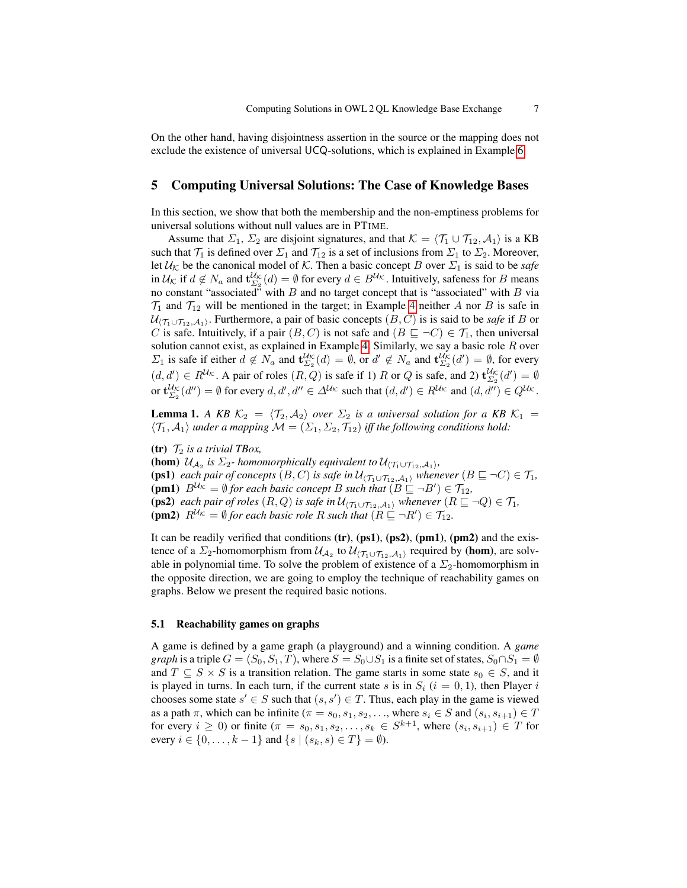On the other hand, having disjointness assertion in the source or the mapping does not exclude the existence of universal UCQ-solutions, which is explained in Example 6.

## 5 Computing Universal Solutions: The Case of Knowledge Bases

In this section, we show that both the membership and the non-emptiness problems for universal solutions without null values are in PTIME.

Assume that $\Sigma_1$, $\Sigma_2$ are disjoint signatures, and that $\mathcal{K} = \langle \mathcal{T}_1 \cup \mathcal{T}_{12}, \mathcal{A}_1 \rangle$ is a KB such that $\mathcal{T}_1$ is defined over $\Sigma_1$ and $\mathcal{T}_{12}$ is a set of inclusions from $\Sigma_1$ to $\Sigma_2$. Moreover, let $\mathcal{U}_\mathcal{K}$ be the canonical model of $\mathcal{K}$. Then a basic concept $B$ over $\Sigma_1$ is said to be *safe* in $\mathcal{U}_\mathcal{K}$ if $d \notin N_a$ and $\mathbf{t}_{\Sigma_2}^{\mathcal{U}_\mathcal{K}}(d) = \emptyset$ for every $d \in B^{\mathcal{U}_\mathcal{K}}$. Intuitively, safeness for $B$ means no constant "associated" with $B$ and no target concept that is "associated" with $B$ via $\mathcal{T}_1$ and $\mathcal{T}_{12}$ will be mentioned in the target; in Example 4 neither $A$ nor $B$ is safe in $\mathcal{U}_{\langle \mathcal{T}_1 \cup \mathcal{T}_{12}, \mathcal{A}_1 \rangle}$. Furthermore, a pair of basic concepts $(B, C)$ is is said to be *safe* if $B$ or $C$ is safe. Intuitively, if a pair $(B, C)$ is not safe and $(B \sqsubseteq \neg C) \in \mathcal{T}_1$, then universal solution cannot exist, as explained in Example 4. Similarly, we say a basic role $R$ over $\Sigma_1$ is safe if either $d \notin N_a$ and $\mathbf{t}_{\Sigma_2}^{\mathcal{U}_\mathcal{K}}(d) = \emptyset$, or $d' \notin N_a$ and $\mathbf{t}_{\Sigma_2}^{\mathcal{U}_\mathcal{K}}(d') = \emptyset$, for every $(d, d') \in R^{\mathcal{U}_\mathcal{K}}$. A pair of roles $(R, Q)$ is safe if 1) $R$ or $Q$ is safe, and 2) $\mathbf{t}_{\Sigma_2}^{\mathcal{U}_\mathcal{K}}(d') = \emptyset$ or $\mathbf{t}_{\Sigma_2}^{\mathcal{U}_\mathcal{K}}(d'') = \emptyset$ for every $d, d', d'' \in \Delta^{\mathcal{U}_\mathcal{K}}$ such that $(d, d') \in R^{\mathcal{U}_\mathcal{K}}$ and $(d, d'') \in Q^{\mathcal{U}_\mathcal{K}}$.

**Lemma 1.** *A KB $\mathcal{K}_2 = \langle \mathcal{T}_2, \mathcal{A}_2 \rangle$ over $\Sigma_2$ is a universal solution for a KB $\mathcal{K}_1 = \langle \mathcal{T}_1, \mathcal{A}_1 \rangle$ under a mapping $\mathcal{M} = (\Sigma_1, \Sigma_2, \mathcal{T}_{12})$ iff the following conditions hold:*

**(tr)** *$\mathcal{T}_2$ is a trivial TBox,*
**(hom)** *$\mathcal{U}_{\mathcal{A}_2}$ is $\Sigma_2$- homomorphically equivalent to $\mathcal{U}_{\langle \mathcal{T}_1 \cup \mathcal{T}_{12}, \mathcal{A}_1 \rangle}$,*
**(ps1)** *each pair of concepts $(B, C)$ is safe in $\mathcal{U}_{\langle \mathcal{T}_1 \cup \mathcal{T}_{12}, \mathcal{A}_1 \rangle}$ whenever $(B \sqsubseteq \neg C) \in \mathcal{T}_1$,*
**(pm1)** *$B^{\mathcal{U}_\mathcal{K}} = \emptyset$ for each basic concept $B$ such that $(B \sqsubseteq \neg B') \in \mathcal{T}_{12}$,*
**(ps2)** *each pair of roles $(R, Q)$ is safe in $\mathcal{U}_{\langle \mathcal{T}_1 \cup \mathcal{T}_{12}, \mathcal{A}_1 \rangle}$ whenever $(R \sqsubseteq \neg Q) \in \mathcal{T}_1$,*
**(pm2)** *$R^{\mathcal{U}_\mathcal{K}} = \emptyset$ for each basic role $R$ such that $(R \sqsubseteq \neg R') \in \mathcal{T}_{12}$.*

It can be readily verified that conditions **(tr)**, **(ps1)**, **(ps2)**, **(pm1)**, **(pm2)** and the existence of a $\Sigma_2$-homomorphism from $\mathcal{U}_{\mathcal{A}_2}$ to $\mathcal{U}_{\langle \mathcal{T}_1 \cup \mathcal{T}_{12}, \mathcal{A}_1 \rangle}$ required by **(hom)**, are solvable in polynomial time. To solve the problem of existence of a $\Sigma_2$-homomorphism in the opposite direction, we are going to employ the technique of reachability games on graphs. Below we present the required basic notions.

### 5.1 Reachability games on graphs

A game is defined by a game graph (a playground) and a winning condition. A *game graph* is a triple $G = (S_0, S_1, T)$, where $S = S_0 \cup S_1$ is a finite set of states, $S_0 \cap S_1 = \emptyset$ and $T \subseteq S \times S$ is a transition relation. The game starts in some state $s_0 \in S$, and it is played in turns. In each turn, if the current state $s$ is in $S_i$ ($i = 0, 1$), then Player $i$ chooses some state $s' \in S$ such that $(s, s') \in T$. Thus, each play in the game is viewed as a path $\pi$, which can be infinite ($\pi = s_0, s_1, s_2, \ldots$, where $s_i \in S$ and $(s_i, s_{i+1}) \in T$ for every $i \geq 0$) or finite ($\pi = s_0, s_1, s_2, \ldots, s_k \in S^{k+1}$, where $(s_i, s_{i+1}) \in T$ for every $i \in \{0, \ldots, k-1\}$ and $\{s \mid (s_k, s) \in T\} = \emptyset$).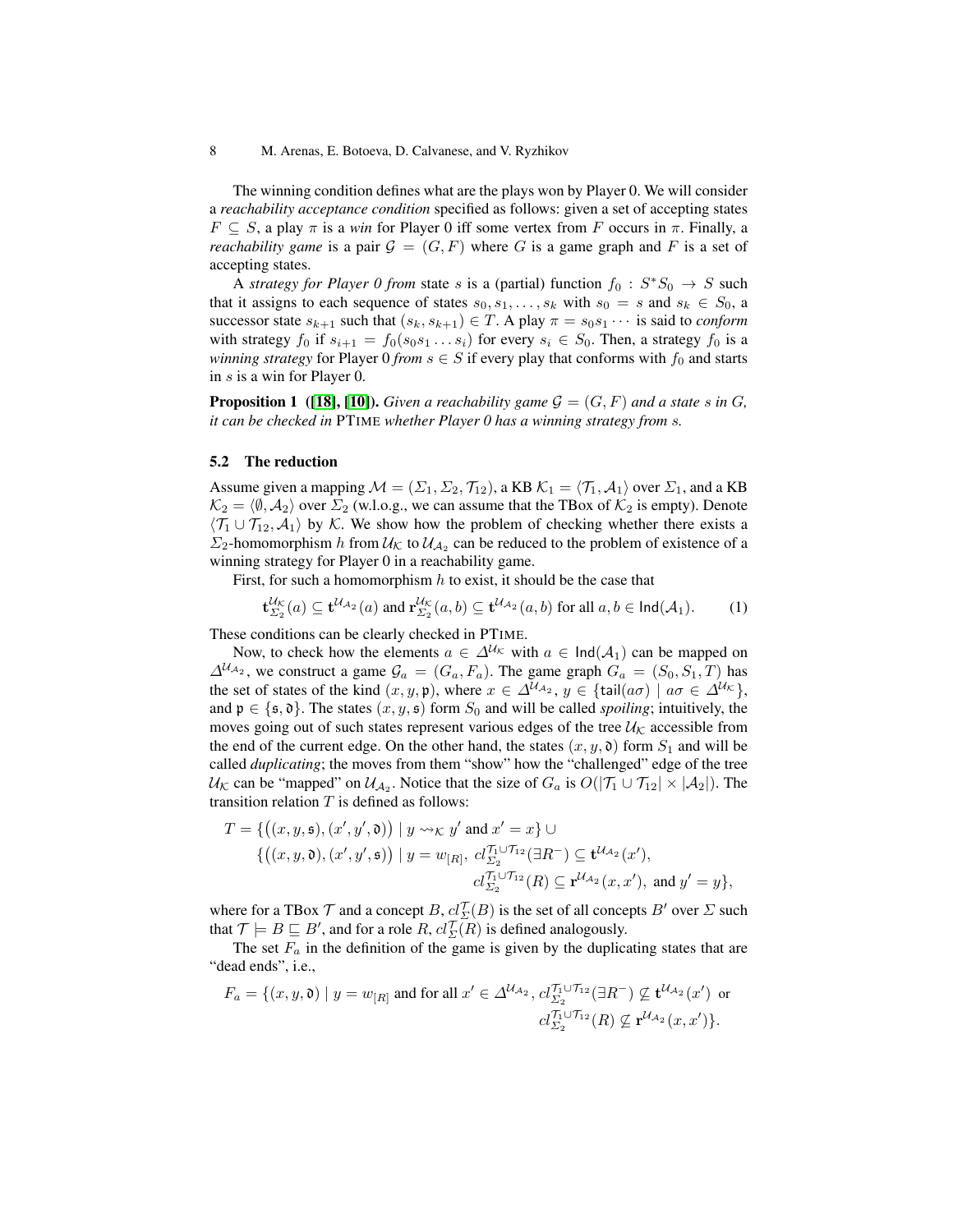The winning condition defines what are the plays won by Player 0. We will consider a *reachability acceptance condition* specified as follows: given a set of accepting states $F \subseteq S$, a play $\pi$ is a *win* for Player 0 iff some vertex from $F$ occurs in $\pi$. Finally, a *reachability game* is a pair $\mathcal{G} = (G, F)$ where $G$ is a game graph and $F$ is a set of accepting states.

A *strategy for Player 0 from* state $s$ is a (partial) function $f_0 : S^*S_0 \to S$ such that it assigns to each sequence of states $s_0, s_1, \ldots, s_k$ with $s_0 = s$ and $s_k \in S_0$, a successor state $s_{k+1}$ such that $(s_k, s_{k+1}) \in T$. A play $\pi = s_0 s_1 \cdots$ is said to *conform* with strategy $f_0$ if $s_{i+1} = f_0(s_0 s_1 \ldots s_i)$ for every $s_i \in S_0$. Then, a strategy $f_0$ is a *winning strategy* for Player 0 *from* $s \in S$ if every play that conforms with $f_0$ and starts in $s$ is a win for Player 0.

**Proposition 1 ([18], [10]).** *Given a reachability game $\mathcal{G} = (G, F)$ and a state $s$ in $G$, it can be checked in* PTIME *whether Player 0 has a winning strategy from $s$.*

### 5.2 The reduction

Assume given a mapping $\mathcal{M} = (\Sigma_1, \Sigma_2, \mathcal{T}_{12})$, a KB $\mathcal{K}_1 = \langle \mathcal{T}_1, \mathcal{A}_1 \rangle$ over $\Sigma_1$, and a KB $\mathcal{K}_2 = \langle \emptyset, \mathcal{A}_2 \rangle$ over $\Sigma_2$ (w.l.o.g., we can assume that the TBox of $\mathcal{K}_2$ is empty). Denote $\langle \mathcal{T}_1 \cup \mathcal{T}_{12}, \mathcal{A}_1 \rangle$ by $\mathcal{K}$. We show how the problem of checking whether there exists a $\Sigma_2$-homomorphism $h$ from $\mathcal{U}_\mathcal{K}$ to $\mathcal{U}_{\mathcal{A}_2}$ can be reduced to the problem of existence of a winning strategy for Player 0 in a reachability game.

First, for such a homomorphism $h$ to exist, it should be the case that

$$\mathbf{t}^{\mathcal{U}_\mathcal{K}}_{\Sigma_2}(a) \subseteq \mathbf{t}^{\mathcal{U}_{\mathcal{A}_2}}(a) \text{ and } \mathbf{r}^{\mathcal{U}_\mathcal{K}}_{\Sigma_2}(a, b) \subseteq \mathbf{t}^{\mathcal{U}_{\mathcal{A}_2}}(a, b) \text{ for all } a, b \in \mathsf{Ind}(\mathcal{A}_1). \tag{1}$$

These conditions can be clearly checked in PTIME.

Now, to check how the elements $a \in \Delta^{\mathcal{U}_\mathcal{K}}$ with $a \in \mathsf{Ind}(\mathcal{A}_1)$ can be mapped on $\Delta^{\mathcal{U}_{\mathcal{A}_2}}$, we construct a game $\mathcal{G}_a = (G_a, F_a)$. The game graph $G_a = (S_0, S_1, T)$ has the set of states of the kind $(x, y, \mathfrak{p})$, where $x \in \Delta^{\mathcal{U}_{\mathcal{A}_2}}$, $y \in \{\mathsf{tail}(a\sigma) \mid a\sigma \in \Delta^{\mathcal{U}_\mathcal{K}}\}$, and $\mathfrak{p} \in \{\mathfrak{s}, \mathfrak{d}\}$. The states $(x, y, \mathfrak{s})$ form $S_0$ and will be called *spoiling*; intuitively, the moves going out of such states represent various edges of the tree $\mathcal{U}_\mathcal{K}$ accessible from the end of the current edge. On the other hand, the states $(x, y, \mathfrak{d})$ form $S_1$ and will be called *duplicating*; the moves from them "show" how the "challenged" edge of the tree $\mathcal{U}_\mathcal{K}$ can be "mapped" on $\mathcal{U}_{\mathcal{A}_2}$. Notice that the size of $G_a$ is $O(|\mathcal{T}_1 \cup \mathcal{T}_{12}| \times |\mathcal{A}_2|)$. The transition relation $T$ is defined as follows:

$$\begin{aligned}
T = \{&\big((x, y, \mathfrak{s}), (x', y', \mathfrak{d})\big) \mid y \rightsquigarrow_\mathcal{K} y' \text{ and } x' = x\} \cup \\
\{&\big((x, y, \mathfrak{d}), (x', y', \mathfrak{s})\big) \mid y = w_{[R]},\ cl^{\mathcal{T}_1 \cup \mathcal{T}_{12}}_{\Sigma_2}(\exists R^-) \subseteq \mathbf{t}^{\mathcal{U}_{\mathcal{A}_2}}(x'), \\
&\qquad cl^{\mathcal{T}_1 \cup \mathcal{T}_{12}}_{\Sigma_2}(R) \subseteq \mathbf{r}^{\mathcal{U}_{\mathcal{A}_2}}(x, x'),\ \text{and } y' = y\},
\end{aligned}$$

where for a TBox $\mathcal{T}$ and a concept $B$, $cl^\mathcal{T}_\Sigma(B)$ is the set of all concepts $B'$ over $\Sigma$ such that $\mathcal{T} \models B \sqsubseteq B'$, and for a role $R$, $cl^\mathcal{T}_\Sigma(R)$ is defined analogously.

The set $F_a$ in the definition of the game is given by the duplicating states that are "dead ends", i.e.,

$$\begin{aligned}
F_a = \{(x, y, \mathfrak{d}) \mid y = w_{[R]} \text{ and for all } x' \in \Delta^{\mathcal{U}_{\mathcal{A}_2}},\ & cl^{\mathcal{T}_1 \cup \mathcal{T}_{12}}_{\Sigma_2}(\exists R^-) \not\subseteq \mathbf{t}^{\mathcal{U}_{\mathcal{A}_2}}(x') \text{ or} \\
& cl^{\mathcal{T}_1 \cup \mathcal{T}_{12}}_{\Sigma_2}(R) \not\subseteq \mathbf{r}^{\mathcal{U}_{\mathcal{A}_2}}(x, x')\}.
\end{aligned}$$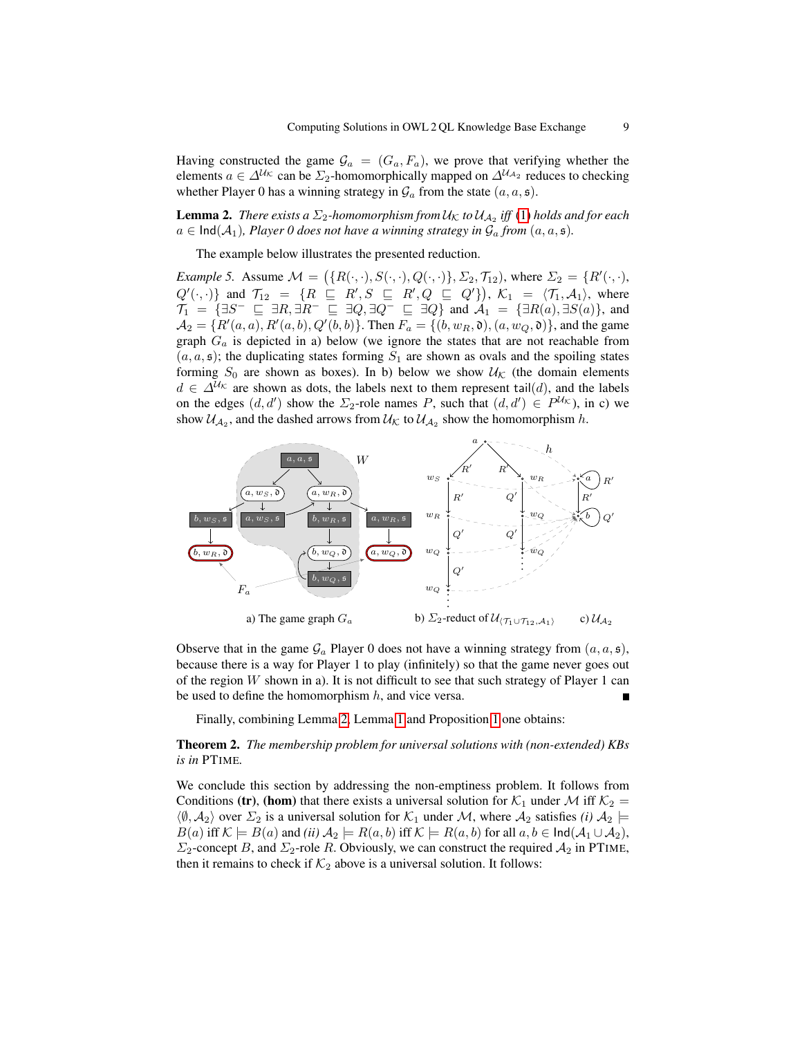Having constructed the game $\mathcal{G}_a = (G_a, F_a)$, we prove that verifying whether the elements $a \in \Delta^{\mathcal{U}_\mathcal{K}}$ can be $\Sigma_2$-homomorphically mapped on $\Delta^{\mathcal{U}_{\mathcal{A}_2}}$ reduces to checking whether Player 0 has a winning strategy in $\mathcal{G}_a$ from the state $(a, a, \mathfrak{s})$.

**Lemma 2.** *There exists a $\Sigma_2$-homomorphism from $\mathcal{U}_\mathcal{K}$ to $\mathcal{U}_{\mathcal{A}_2}$ iff (1) holds and for each $a \in \mathsf{Ind}(\mathcal{A}_1)$, Player 0 does not have a winning strategy in $\mathcal{G}_a$ from $(a, a, \mathfrak{s})$.*

The example below illustrates the presented reduction.

*Example 5.* Assume $\mathcal{M} = (\{R(\cdot,\cdot), S(\cdot,\cdot), Q(\cdot,\cdot)\}, \Sigma_2, \mathcal{T}_{12})$, where $\Sigma_2 = \{R'(\cdot,\cdot), Q'(\cdot,\cdot)\}$ and $\mathcal{T}_{12} = \{R \sqsubseteq R', S \sqsubseteq R', Q \sqsubseteq Q'\})$, $\mathcal{K}_1 = \langle \mathcal{T}_1, \mathcal{A}_1 \rangle$, where $\mathcal{T}_1 = \{\exists S^- \sqsubseteq \exists R, \exists R^- \sqsubseteq \exists Q, \exists Q^- \sqsubseteq \exists Q\}$ and $\mathcal{A}_1 = \{\exists R(a), \exists S(a)\}$, and $\mathcal{A}_2 = \{R'(a,a), R'(a,b), Q'(b,b)\}$. Then $F_a = \{(b, w_R, \mathfrak{d}), (a, w_Q, \mathfrak{d})\}$, and the game graph $G_a$ is depicted in a) below (we ignore the states that are not reachable from $(a, a, \mathfrak{s})$; the duplicating states forming $S_1$ are shown as ovals and the spoiling states forming $S_0$ are shown as boxes). In b) below we show $\mathcal{U}_\mathcal{K}$ (the domain elements $d \in \Delta^{\mathcal{U}_\mathcal{K}}$ are shown as dots, the labels next to them represent $\mathsf{tail}(d)$, and the labels on the edges $(d, d')$ show the $\Sigma_2$-role names $P$, such that $(d, d') \in P^{\mathcal{U}_\mathcal{K}}$), in c) we show $\mathcal{U}_{\mathcal{A}_2}$, and the dashed arrows from $\mathcal{U}_\mathcal{K}$ to $\mathcal{U}_{\mathcal{A}_2}$ show the homomorphism $h$.

a) The game graph $G_a$ b) $\Sigma_2$-reduct of $\mathcal{U}_{\langle \mathcal{T}_1 \cup \mathcal{T}_{12}, \mathcal{A}_1 \rangle}$ c) $\mathcal{U}_{\mathcal{A}_2}$

Observe that in the game $\mathcal{G}_a$ Player 0 does not have a winning strategy from $(a, a, \mathfrak{s})$, because there is a way for Player 1 to play (infinitely) so that the game never goes out of the region $W$ shown in a). It is not difficult to see that such strategy of Player 1 can be used to define the homomorphism $h$, and vice versa. ■

Finally, combining Lemma 2, Lemma 1 and Proposition 1 one obtains:

**Theorem 2.** *The membership problem for universal solutions with (non-extended) KBs is in* PTIME.

We conclude this section by addressing the non-emptiness problem. It follows from Conditions **(tr)**, **(hom)** that there exists a universal solution for $\mathcal{K}_1$ under $\mathcal{M}$ iff $\mathcal{K}_2 = \langle \emptyset, \mathcal{A}_2 \rangle$ over $\Sigma_2$ is a universal solution for $\mathcal{K}_1$ under $\mathcal{M}$, where $\mathcal{A}_2$ satisfies *(i)* $\mathcal{A}_2 \models B(a)$ iff $\mathcal{K} \models B(a)$ and *(ii)* $\mathcal{A}_2 \models R(a,b)$ iff $\mathcal{K} \models R(a,b)$ for all $a, b \in \mathsf{Ind}(\mathcal{A}_1 \cup \mathcal{A}_2)$, $\Sigma_2$-concept $B$, and $\Sigma_2$-role $R$. Obviously, we can construct the required $\mathcal{A}_2$ in PTIME, then it remains to check if $\mathcal{K}_2$ above is a universal solution. It follows: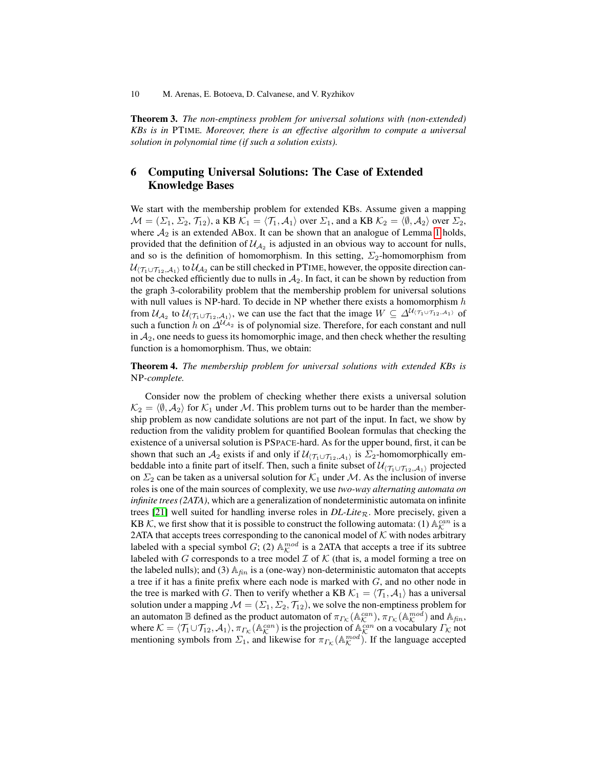**Theorem 3.** *The non-emptiness problem for universal solutions with (non-extended) KBs is in* PTIME*. Moreover, there is an effective algorithm to compute a universal solution in polynomial time (if such a solution exists).*

## 6 Computing Universal Solutions: The Case of Extended Knowledge Bases

We start with the membership problem for extended KBs. Assume given a mapping $\mathcal{M} = (\Sigma_1, \Sigma_2, \mathcal{T}_{12})$, a KB $\mathcal{K}_1 = \langle \mathcal{T}_1, \mathcal{A}_1 \rangle$ over $\Sigma_1$, and a KB $\mathcal{K}_2 = \langle \emptyset, \mathcal{A}_2 \rangle$ over $\Sigma_2$, where $\mathcal{A}_2$ is an extended ABox. It can be shown that an analogue of Lemma 1 holds, provided that the definition of $\mathcal{U}_{\mathcal{A}_2}$ is adjusted in an obvious way to account for nulls, and so is the definition of homomorphism. In this setting, $\Sigma_2$-homomorphism from $\mathcal{U}_{\langle \mathcal{T}_1 \cup \mathcal{T}_{12}, \mathcal{A}_1 \rangle}$ to $\mathcal{U}_{\mathcal{A}_2}$ can be still checked in PTIME, however, the opposite direction cannot be checked efficiently due to nulls in $\mathcal{A}_2$. In fact, it can be shown by reduction from the graph 3-colorability problem that the membership problem for universal solutions with null values is NP-hard. To decide in NP whether there exists a homomorphism $h$ from $\mathcal{U}_{\mathcal{A}_2}$ to $\mathcal{U}_{\langle \mathcal{T}_1 \cup \mathcal{T}_{12}, \mathcal{A}_1 \rangle}$, we can use the fact that the image $W \subseteq \Delta^{\mathcal{U}_{\langle \mathcal{T}_1 \cup \mathcal{T}_{12}, \mathcal{A}_1 \rangle}}$ of such a function $h$ on $\Delta^{\mathcal{U}_{\mathcal{A}_2}}$ is of polynomial size. Therefore, for each constant and null in $\mathcal{A}_2$, one needs to guess its homomorphic image, and then check whether the resulting function is a homomorphism. Thus, we obtain:

**Theorem 4.** *The membership problem for universal solutions with extended KBs is* NP*-complete.*

Consider now the problem of checking whether there exists a universal solution $\mathcal{K}_2 = \langle \emptyset, \mathcal{A}_2 \rangle$ for $\mathcal{K}_1$ under $\mathcal{M}$. This problem turns out to be harder than the membership problem as now candidate solutions are not part of the input. In fact, we show by reduction from the validity problem for quantified Boolean formulas that checking the existence of a universal solution is PSPACE-hard. As for the upper bound, first, it can be shown that such an $\mathcal{A}_2$ exists if and only if $\mathcal{U}_{\langle \mathcal{T}_1 \cup \mathcal{T}_{12}, \mathcal{A}_1 \rangle}$ is $\Sigma_2$-homomorphically embeddable into a finite part of itself. Then, such a finite subset of $\mathcal{U}_{\langle \mathcal{T}_1 \cup \mathcal{T}_{12}, \mathcal{A}_1 \rangle}$ projected on $\Sigma_2$ can be taken as a universal solution for $\mathcal{K}_1$ under $\mathcal{M}$. As the inclusion of inverse roles is one of the main sources of complexity, we use *two-way alternating automata on infinite trees (2ATA)*, which are a generalization of nondeterministic automata on infinite trees [21] well suited for handling inverse roles in *DL-Lite*$_\mathcal{R}$. More precisely, given a KB $\mathcal{K}$, we first show that it is possible to construct the following automata: (1) $\mathbb{A}^{can}_{\mathcal{K}}$ is a 2ATA that accepts trees corresponding to the canonical model of $\mathcal{K}$ with nodes arbitrary labeled with a special symbol $G$; (2) $\mathbb{A}^{mod}_{\mathcal{K}}$ is a 2ATA that accepts a tree if its subtree labeled with $G$ corresponds to a tree model $\mathcal{I}$ of $\mathcal{K}$ (that is, a model forming a tree on the labeled nulls); and (3) $\mathbb{A}_{fin}$ is a (one-way) non-deterministic automaton that accepts a tree if it has a finite prefix where each node is marked with $G$, and no other node in the tree is marked with $G$. Then to verify whether a KB $\mathcal{K}_1 = \langle \mathcal{T}_1, \mathcal{A}_1 \rangle$ has a universal solution under a mapping $\mathcal{M} = (\Sigma_1, \Sigma_2, \mathcal{T}_{12})$, we solve the non-emptiness problem for an automaton $\mathbb{B}$ defined as the product automaton of $\pi_{\Gamma_\mathcal{K}}(\mathbb{A}^{can}_{\mathcal{K}})$, $\pi_{\Gamma_\mathcal{K}}(\mathbb{A}^{mod}_{\mathcal{K}})$ and $\mathbb{A}_{fin}$, where $\mathcal{K} = \langle \mathcal{T}_1 \cup \mathcal{T}_{12}, \mathcal{A}_1 \rangle$, $\pi_{\Gamma_\mathcal{K}}(\mathbb{A}^{can}_{\mathcal{K}})$ is the projection of $\mathbb{A}^{can}_{\mathcal{K}}$ on a vocabulary $\Gamma_\mathcal{K}$ not mentioning symbols from $\Sigma_1$, and likewise for $\pi_{\Gamma_\mathcal{K}}(\mathbb{A}^{mod}_{\mathcal{K}})$. If the language accepted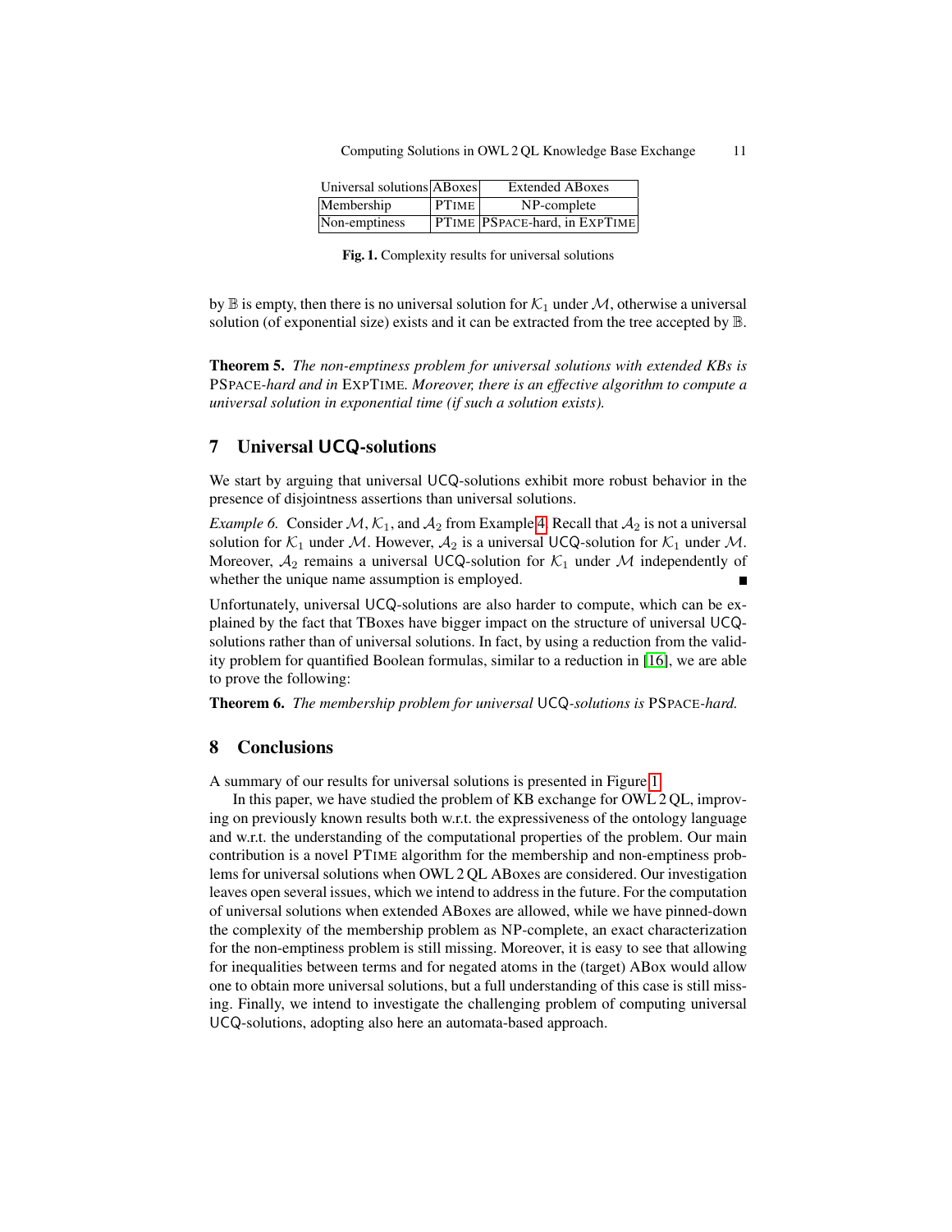| Universal solutions | ABoxes | Extended ABoxes |
|---|---|---|
| Membership | PTIME | NP-complete |
| Non-emptiness | PTIME | PSPACE-hard, in EXPTIME |

**Fig. 1.** Complexity results for universal solutions

by $\mathbb{B}$ is empty, then there is no universal solution for $\mathcal{K}_1$ under $\mathcal{M}$, otherwise a universal solution (of exponential size) exists and it can be extracted from the tree accepted by $\mathbb{B}$.

**Theorem 5.** *The non-emptiness problem for universal solutions with extended KBs is* PSPACE*-hard and in* EXPTIME*. Moreover, there is an effective algorithm to compute a universal solution in exponential time (if such a solution exists).*

## 7 Universal UCQ-solutions

We start by arguing that universal UCQ-solutions exhibit more robust behavior in the presence of disjointness assertions than universal solutions.

*Example 6.* Consider $\mathcal{M}$, $\mathcal{K}_1$, and $\mathcal{A}_2$ from Example 4. Recall that $\mathcal{A}_2$ is not a universal solution for $\mathcal{K}_1$ under $\mathcal{M}$. However, $\mathcal{A}_2$ is a universal UCQ-solution for $\mathcal{K}_1$ under $\mathcal{M}$. Moreover, $\mathcal{A}_2$ remains a universal UCQ-solution for $\mathcal{K}_1$ under $\mathcal{M}$ independently of whether the unique name assumption is employed. ∎

Unfortunately, universal UCQ-solutions are also harder to compute, which can be explained by the fact that TBoxes have bigger impact on the structure of universal UCQ-solutions rather than of universal solutions. In fact, by using a reduction from the validity problem for quantified Boolean formulas, similar to a reduction in [16], we are able to prove the following:

**Theorem 6.** *The membership problem for universal* UCQ*-solutions is* PSPACE*-hard.*

## 8 Conclusions

A summary of our results for universal solutions is presented in Figure 1.

In this paper, we have studied the problem of KB exchange for OWL 2 QL, improving on previously known results both w.r.t. the expressiveness of the ontology language and w.r.t. the understanding of the computational properties of the problem. Our main contribution is a novel PTIME algorithm for the membership and non-emptiness problems for universal solutions when OWL 2 QL ABoxes are considered. Our investigation leaves open several issues, which we intend to address in the future. For the computation of universal solutions when extended ABoxes are allowed, while we have pinned-down the complexity of the membership problem as NP-complete, an exact characterization for the non-emptiness problem is still missing. Moreover, it is easy to see that allowing for inequalities between terms and for negated atoms in the (target) ABox would allow one to obtain more universal solutions, but a full understanding of this case is still missing. Finally, we intend to investigate the challenging problem of computing universal UCQ-solutions, adopting also here an automata-based approach.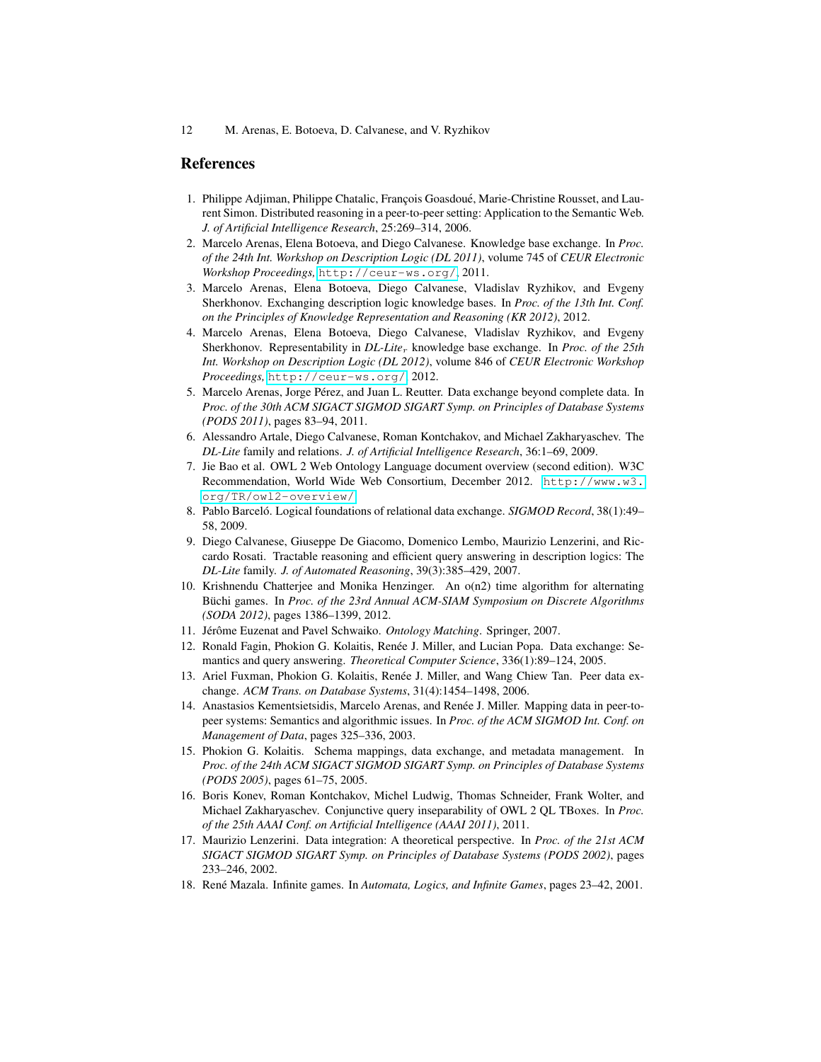## References

1. Philippe Adjiman, Philippe Chatalic, François Goasdoué, Marie-Christine Rousset, and Laurent Simon. Distributed reasoning in a peer-to-peer setting: Application to the Semantic Web. *J. of Artificial Intelligence Research*, 25:269–314, 2006.
2. Marcelo Arenas, Elena Botoeva, and Diego Calvanese. Knowledge base exchange. In *Proc. of the 24th Int. Workshop on Description Logic (DL 2011)*, volume 745 of *CEUR Electronic Workshop Proceedings*, http://ceur-ws.org/, 2011.
3. Marcelo Arenas, Elena Botoeva, Diego Calvanese, Vladislav Ryzhikov, and Evgeny Sherkhonov. Exchanging description logic knowledge bases. In *Proc. of the 13th Int. Conf. on the Principles of Knowledge Representation and Reasoning (KR 2012)*, 2012.
4. Marcelo Arenas, Elena Botoeva, Diego Calvanese, Vladislav Ryzhikov, and Evgeny Sherkhonov. Representability in *DL-Lite*$_{\mathcal{R}}$ knowledge base exchange. In *Proc. of the 25th Int. Workshop on Description Logic (DL 2012)*, volume 846 of *CEUR Electronic Workshop Proceedings*, http://ceur-ws.org/, 2012.
5. Marcelo Arenas, Jorge Pérez, and Juan L. Reutter. Data exchange beyond complete data. In *Proc. of the 30th ACM SIGACT SIGMOD SIGART Symp. on Principles of Database Systems (PODS 2011)*, pages 83–94, 2011.
6. Alessandro Artale, Diego Calvanese, Roman Kontchakov, and Michael Zakharyaschev. The *DL-Lite* family and relations. *J. of Artificial Intelligence Research*, 36:1–69, 2009.
7. Jie Bao et al. OWL 2 Web Ontology Language document overview (second edition). W3C Recommendation, World Wide Web Consortium, December 2012. http://www.w3.org/TR/owl2-overview/.
8. Pablo Barceló. Logical foundations of relational data exchange. *SIGMOD Record*, 38(1):49–58, 2009.
9. Diego Calvanese, Giuseppe De Giacomo, Domenico Lembo, Maurizio Lenzerini, and Riccardo Rosati. Tractable reasoning and efficient query answering in description logics: The *DL-Lite* family. *J. of Automated Reasoning*, 39(3):385–429, 2007.
10. Krishnendu Chatterjee and Monika Henzinger. An o(n2) time algorithm for alternating Büchi games. In *Proc. of the 23rd Annual ACM-SIAM Symposium on Discrete Algorithms (SODA 2012)*, pages 1386–1399, 2012.
11. Jérôme Euzenat and Pavel Schwaiko. *Ontology Matching*. Springer, 2007.
12. Ronald Fagin, Phokion G. Kolaitis, Renée J. Miller, and Lucian Popa. Data exchange: Semantics and query answering. *Theoretical Computer Science*, 336(1):89–124, 2005.
13. Ariel Fuxman, Phokion G. Kolaitis, Renée J. Miller, and Wang Chiew Tan. Peer data exchange. *ACM Trans. on Database Systems*, 31(4):1454–1498, 2006.
14. Anastasios Kementsietsidis, Marcelo Arenas, and Renée J. Miller. Mapping data in peer-to-peer systems: Semantics and algorithmic issues. In *Proc. of the ACM SIGMOD Int. Conf. on Management of Data*, pages 325–336, 2003.
15. Phokion G. Kolaitis. Schema mappings, data exchange, and metadata management. In *Proc. of the 24th ACM SIGACT SIGMOD SIGART Symp. on Principles of Database Systems (PODS 2005)*, pages 61–75, 2005.
16. Boris Konev, Roman Kontchakov, Michel Ludwig, Thomas Schneider, Frank Wolter, and Michael Zakharyaschev. Conjunctive query inseparability of OWL 2 QL TBoxes. In *Proc. of the 25th AAAI Conf. on Artificial Intelligence (AAAI 2011)*, 2011.
17. Maurizio Lenzerini. Data integration: A theoretical perspective. In *Proc. of the 21st ACM SIGACT SIGMOD SIGART Symp. on Principles of Database Systems (PODS 2002)*, pages 233–246, 2002.
18. René Mazala. Infinite games. In *Automata, Logics, and Infinite Games*, pages 23–42, 2001.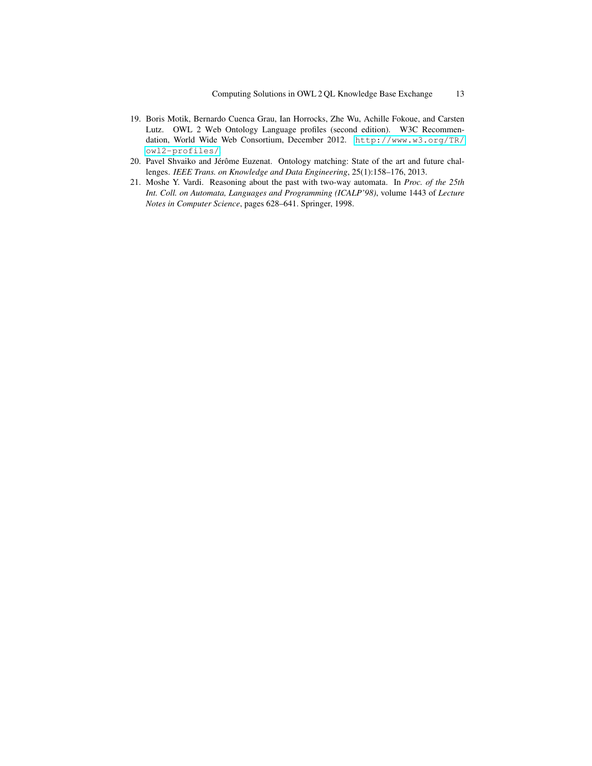19. Boris Motik, Bernardo Cuenca Grau, Ian Horrocks, Zhe Wu, Achille Fokoue, and Carsten Lutz. OWL 2 Web Ontology Language profiles (second edition). W3C Recommendation, World Wide Web Consortium, December 2012. http://www.w3.org/TR/owl2-profiles/
20. Pavel Shvaiko and Jérôme Euzenat. Ontology matching: State of the art and future challenges. *IEEE Trans. on Knowledge and Data Engineering*, 25(1):158–176, 2013.
21. Moshe Y. Vardi. Reasoning about the past with two-way automata. In *Proc. of the 25th Int. Coll. on Automata, Languages and Programming (ICALP'98)*, volume 1443 of *Lecture Notes in Computer Science*, pages 628–641. Springer, 1998.